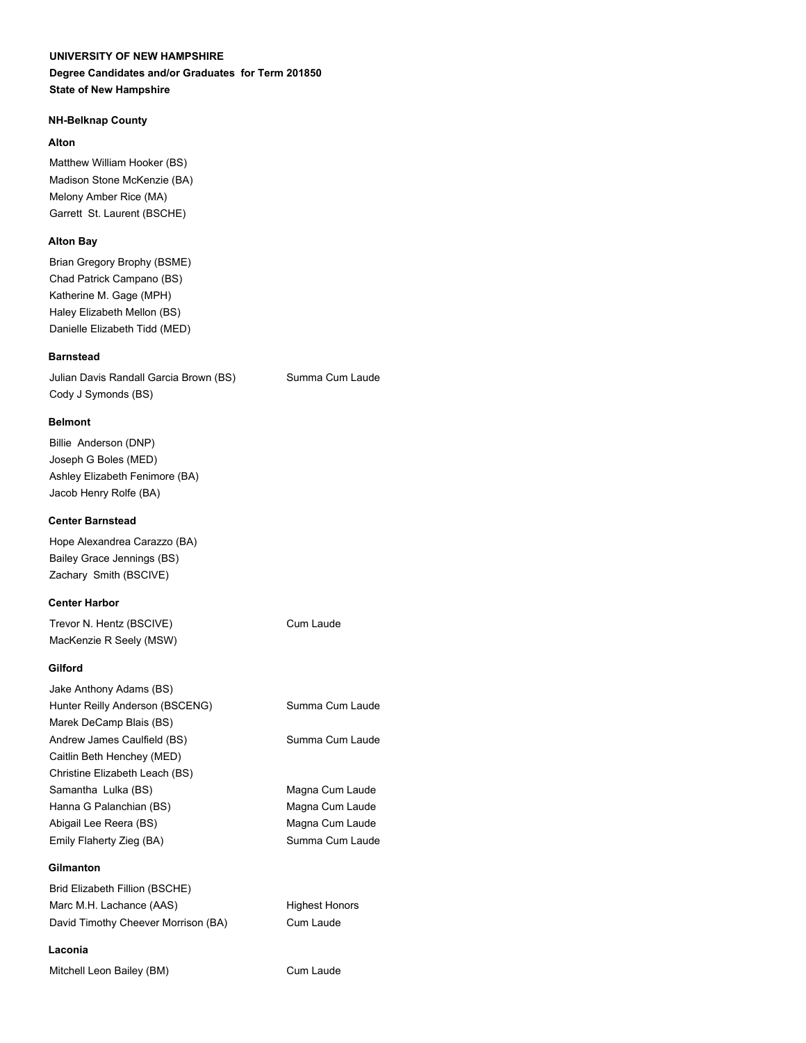**UNIVERSITY OF NEW HAMPSHIRE**

**Degree Candidates and/or Graduates for Term 201850**

**State of New Hampshire**

### NH-Belknap County

#### Alton

Matthew William Hooker (BS)
Madison Stone McKenzie (BA)
Melony Amber Rice (MA)
Garrett St. Laurent (BSCHE)

#### Alton Bay

Brian Gregory Brophy (BSME)
Chad Patrick Campano (BS)
Katherine M. Gage (MPH)
Haley Elizabeth Mellon (BS)
Danielle Elizabeth Tidd (MED)

#### Barnstead

| Name | Honors |
|---|---|
| Julian Davis Randall Garcia Brown (BS) | Summa Cum Laude |
| Cody J Symonds (BS) | |

#### Belmont

Billie Anderson (DNP)
Joseph G Boles (MED)
Ashley Elizabeth Fenimore (BA)
Jacob Henry Rolfe (BA)

#### Center Barnstead

Hope Alexandrea Carazzo (BA)
Bailey Grace Jennings (BS)
Zachary Smith (BSCIVE)

#### Center Harbor

| Name | Honors |
|---|---|
| Trevor N. Hentz (BSCIVE) | Cum Laude |
| MacKenzie R Seely (MSW) | |

#### Gilford

| Name | Honors |
|---|---|
| Jake Anthony Adams (BS) | |
| Hunter Reilly Anderson (BSCENG) | Summa Cum Laude |
| Marek DeCamp Blais (BS) | |
| Andrew James Caulfield (BS) | Summa Cum Laude |
| Caitlin Beth Henchey (MED) | |
| Christine Elizabeth Leach (BS) | |
| Samantha Lulka (BS) | Magna Cum Laude |
| Hanna G Palanchian (BS) | Magna Cum Laude |
| Abigail Lee Reera (BS) | Magna Cum Laude |
| Emily Flaherty Zieg (BA) | Summa Cum Laude |

#### Gilmanton

| Name | Honors |
|---|---|
| Brid Elizabeth Fillion (BSCHE) | |
| Marc M.H. Lachance (AAS) | Highest Honors |
| David Timothy Cheever Morrison (BA) | Cum Laude |

#### Laconia

| Name | Honors |
|---|---|
| Mitchell Leon Bailey (BM) | Cum Laude |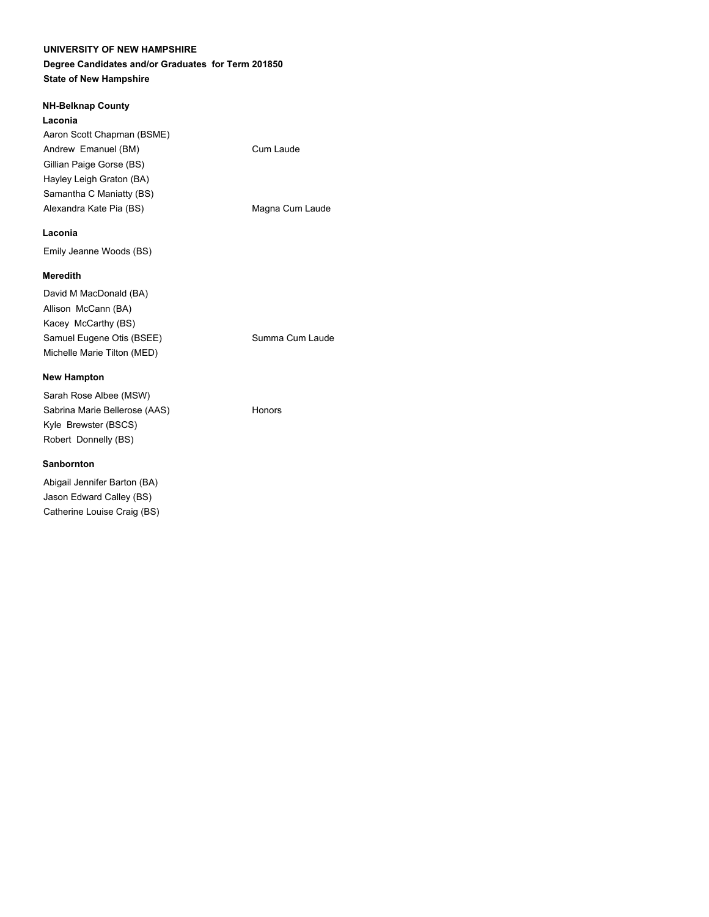**UNIVERSITY OF NEW HAMPSHIRE**

**Degree Candidates and/or Graduates for Term 201850**

**State of New Hampshire**

**NH-Belknap County**

**Laconia**

| | |
|---|---|
| Aaron Scott Chapman (BSME) | |
| Andrew Emanuel (BM) | Cum Laude |
| Gillian Paige Gorse (BS) | |
| Hayley Leigh Graton (BA) | |
| Samantha C Maniatty (BS) | |
| Alexandra Kate Pia (BS) | Magna Cum Laude |

**Laconia**

Emily Jeanne Woods (BS)

**Meredith**

| | |
|---|---|
| David M MacDonald (BA) | |
| Allison McCann (BA) | |
| Kacey McCarthy (BS) | |
| Samuel Eugene Otis (BSEE) | Summa Cum Laude |
| Michelle Marie Tilton (MED) | |

**New Hampton**

| | |
|---|---|
| Sarah Rose Albee (MSW) | |
| Sabrina Marie Bellerose (AAS) | Honors |
| Kyle Brewster (BSCS) | |
| Robert Donnelly (BS) | |

**Sanbornton**

Abigail Jennifer Barton (BA)
Jason Edward Calley (BS)
Catherine Louise Craig (BS)